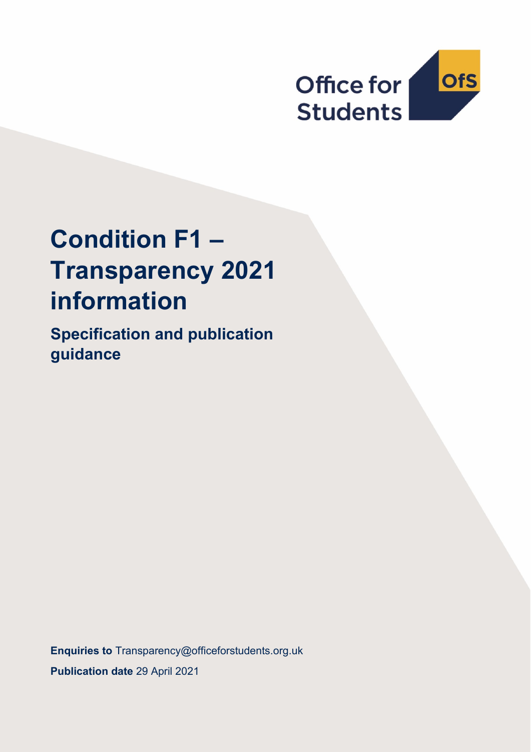Office for Students

OfS

# Condition F1 – Transparency 2021 information

## Specification and publication guidance

**Enquiries to** Transparency@officeforstudents.org.uk

**Publication date** 29 April 2021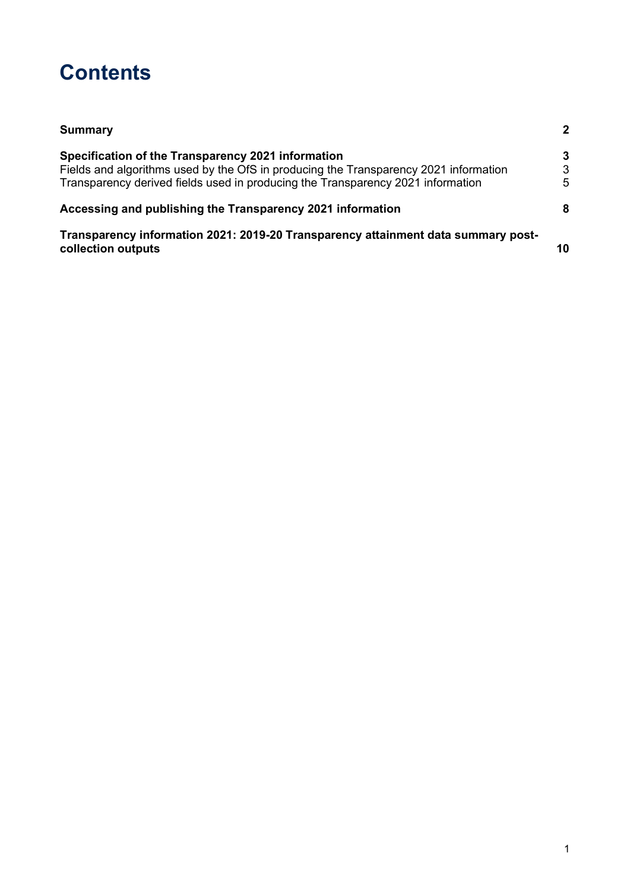# Contents

| | |
|---|---|
| **Summary** | **2** |
| **Specification of the Transparency 2021 information** | **3** |
| Fields and algorithms used by the OfS in producing the Transparency 2021 information | 3 |
| Transparency derived fields used in producing the Transparency 2021 information | 5 |
| **Accessing and publishing the Transparency 2021 information** | **8** |
| **Transparency information 2021: 2019-20 Transparency attainment data summary post-collection outputs** | **10** |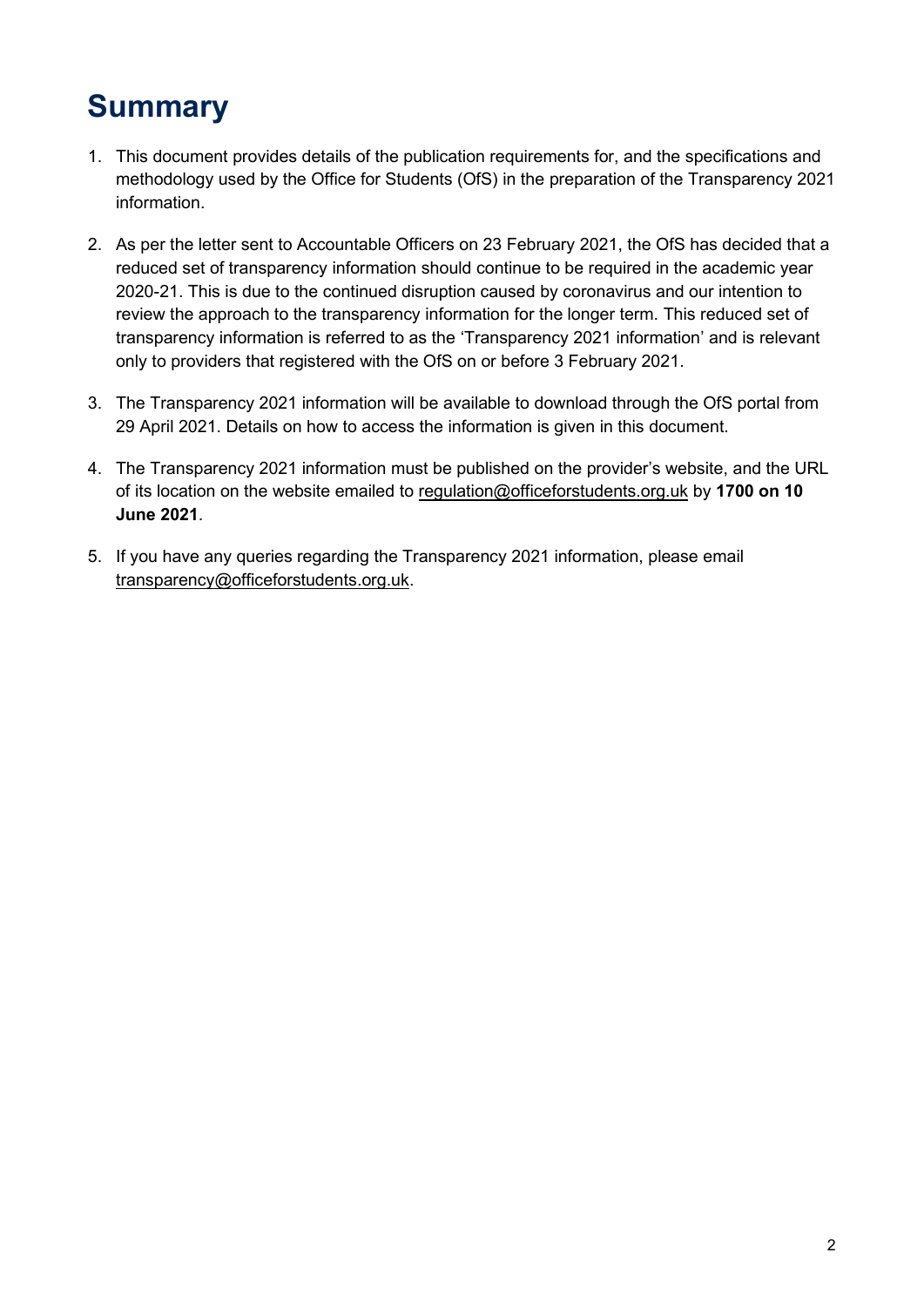# Summary

1. This document provides details of the publication requirements for, and the specifications and methodology used by the Office for Students (OfS) in the preparation of the Transparency 2021 information.

2. As per the letter sent to Accountable Officers on 23 February 2021, the OfS has decided that a reduced set of transparency information should continue to be required in the academic year 2020-21. This is due to the continued disruption caused by coronavirus and our intention to review the approach to the transparency information for the longer term. This reduced set of transparency information is referred to as the 'Transparency 2021 information' and is relevant only to providers that registered with the OfS on or before 3 February 2021.

3. The Transparency 2021 information will be available to download through the OfS portal from 29 April 2021. Details on how to access the information is given in this document.

4. The Transparency 2021 information must be published on the provider's website, and the URL of its location on the website emailed to regulation@officeforstudents.org.uk by **1700 on 10 June 2021**.

5. If you have any queries regarding the Transparency 2021 information, please email transparency@officeforstudents.org.uk.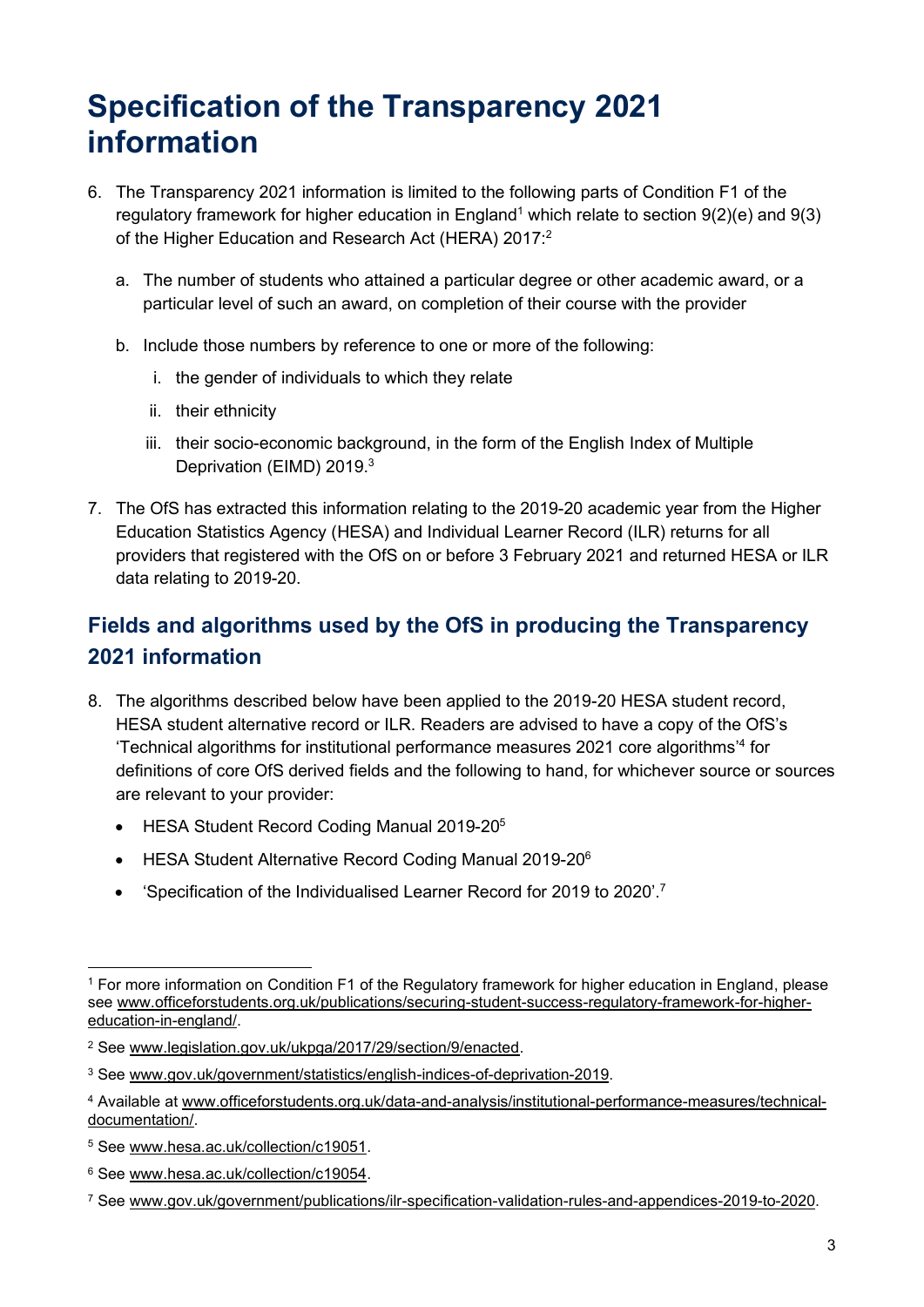# Specification of the Transparency 2021 information

6. The Transparency 2021 information is limited to the following parts of Condition F1 of the regulatory framework for higher education in England[1] which relate to section 9(2)(e) and 9(3) of the Higher Education and Research Act (HERA) 2017:[2]

   a. The number of students who attained a particular degree or other academic award, or a particular level of such an award, on completion of their course with the provider

   b. Include those numbers by reference to one or more of the following:

      i. the gender of individuals to which they relate

      ii. their ethnicity

      iii. their socio-economic background, in the form of the English Index of Multiple Deprivation (EIMD) 2019.[3]

7. The OfS has extracted this information relating to the 2019-20 academic year from the Higher Education Statistics Agency (HESA) and Individual Learner Record (ILR) returns for all providers that registered with the OfS on or before 3 February 2021 and returned HESA or ILR data relating to 2019-20.

## Fields and algorithms used by the OfS in producing the Transparency 2021 information

8. The algorithms described below have been applied to the 2019-20 HESA student record, HESA student alternative record or ILR. Readers are advised to have a copy of the OfS's 'Technical algorithms for institutional performance measures 2021 core algorithms'[4] for definitions of core OfS derived fields and the following to hand, for whichever source or sources are relevant to your provider:

   - HESA Student Record Coding Manual 2019-20[5]
   - HESA Student Alternative Record Coding Manual 2019-20[6]
   - 'Specification of the Individualised Learner Record for 2019 to 2020'.[7]

---

[1] For more information on Condition F1 of the Regulatory framework for higher education in England, please see www.officeforstudents.org.uk/publications/securing-student-success-regulatory-framework-for-higher-education-in-england/.

[2] See www.legislation.gov.uk/ukpga/2017/29/section/9/enacted.

[3] See www.gov.uk/government/statistics/english-indices-of-deprivation-2019.

[4] Available at www.officeforstudents.org.uk/data-and-analysis/institutional-performance-measures/technical-documentation/.

[5] See www.hesa.ac.uk/collection/c19051.

[6] See www.hesa.ac.uk/collection/c19054.

[7] See www.gov.uk/government/publications/ilr-specification-validation-rules-and-appendices-2019-to-2020.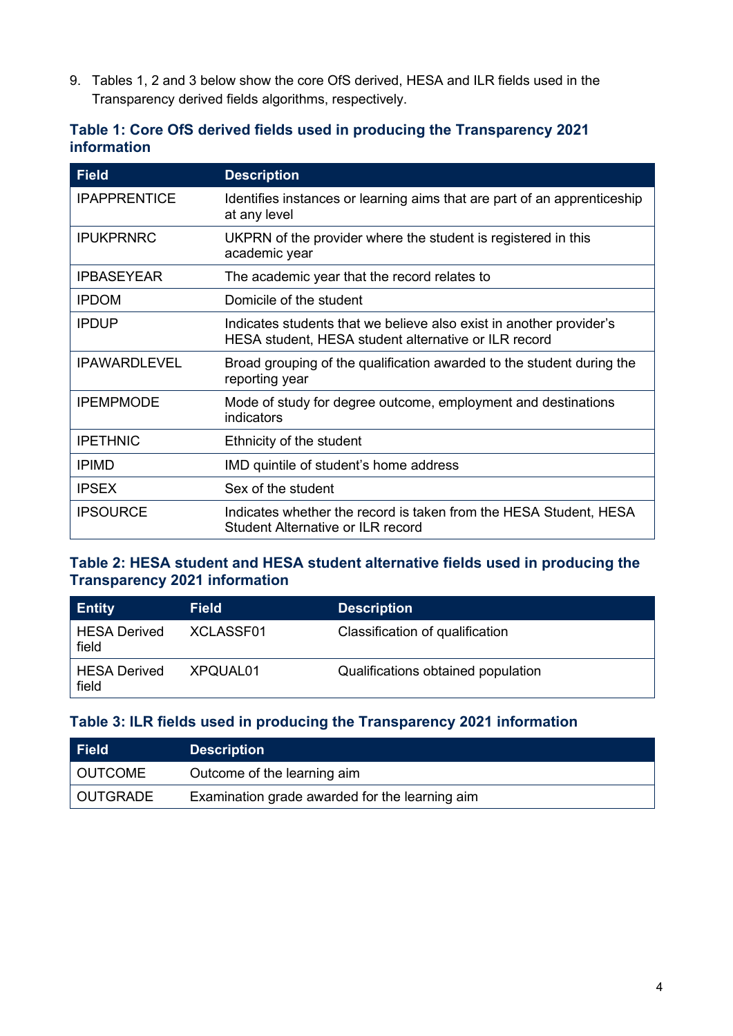9. Tables 1, 2 and 3 below show the core OfS derived, HESA and ILR fields used in the Transparency derived fields algorithms, respectively.

### Table 1: Core OfS derived fields used in producing the Transparency 2021 information

| Field | Description |
|---|---|
| IPAPPRENTICE | Identifies instances or learning aims that are part of an apprenticeship at any level |
| IPUKPRNRC | UKPRN of the provider where the student is registered in this academic year |
| IPBASEYEAR | The academic year that the record relates to |
| IPDOM | Domicile of the student |
| IPDUP | Indicates students that we believe also exist in another provider's HESA student, HESA student alternative or ILR record |
| IPAWARDLEVEL | Broad grouping of the qualification awarded to the student during the reporting year |
| IPEMPMODE | Mode of study for degree outcome, employment and destinations indicators |
| IPETHNIC | Ethnicity of the student |
| IPIMD | IMD quintile of student's home address |
| IPSEX | Sex of the student |
| IPSOURCE | Indicates whether the record is taken from the HESA Student, HESA Student Alternative or ILR record |

### Table 2: HESA student and HESA student alternative fields used in producing the Transparency 2021 information

| Entity | Field | Description |
|---|---|---|
| HESA Derived field | XCLASSF01 | Classification of qualification |
| HESA Derived field | XPQUAL01 | Qualifications obtained population |

### Table 3: ILR fields used in producing the Transparency 2021 information

| Field | Description |
|---|---|
| OUTCOME | Outcome of the learning aim |
| OUTGRADE | Examination grade awarded for the learning aim |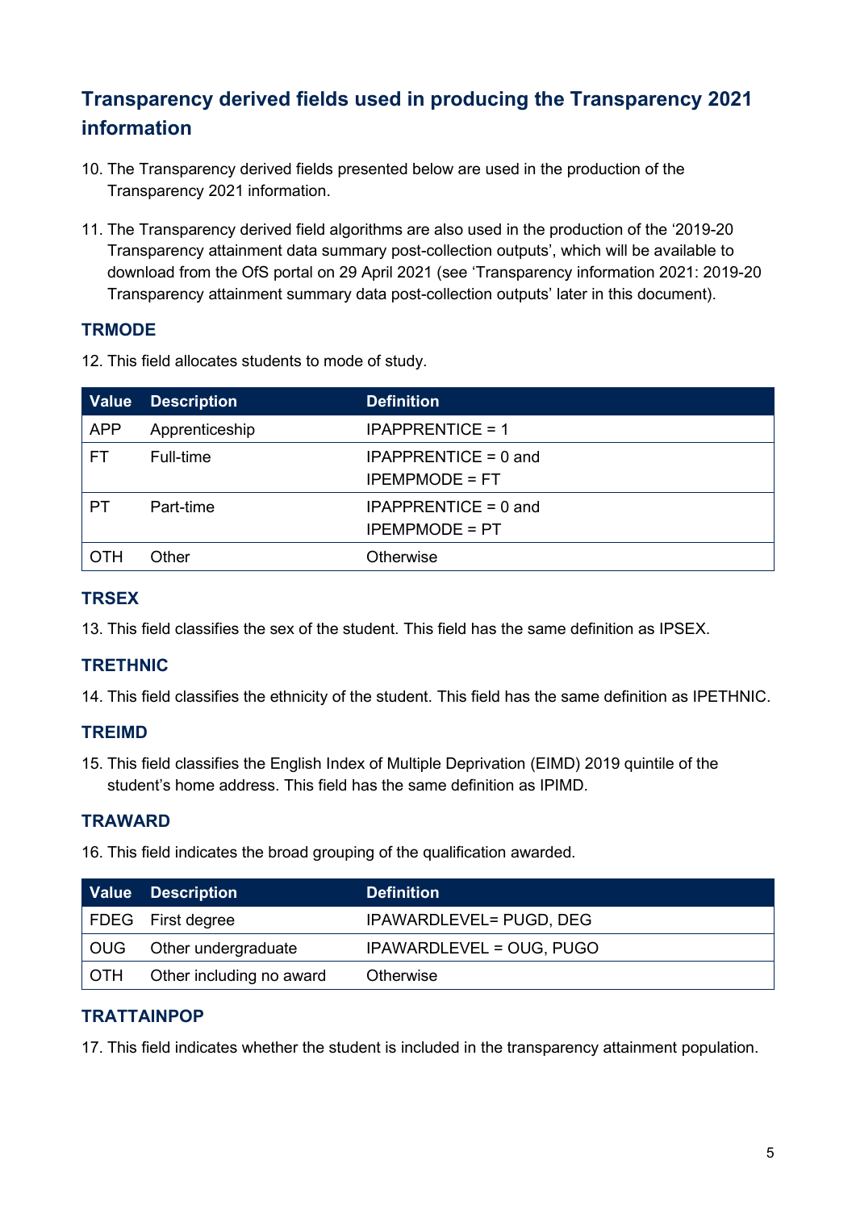## Transparency derived fields used in producing the Transparency 2021 information

10. The Transparency derived fields presented below are used in the production of the Transparency 2021 information.

11. The Transparency derived field algorithms are also used in the production of the '2019-20 Transparency attainment data summary post-collection outputs', which will be available to download from the OfS portal on 29 April 2021 (see 'Transparency information 2021: 2019-20 Transparency attainment summary data post-collection outputs' later in this document).

### TRMODE

12. This field allocates students to mode of study.

| Value | Description | Definition |
|---|---|---|
| APP | Apprenticeship | IPAPPRENTICE = 1 |
| FT | Full-time | IPAPPRENTICE = 0 and IPEMPMODE = FT |
| PT | Part-time | IPAPPRENTICE = 0 and IPEMPMODE = PT |
| OTH | Other | Otherwise |

### TRSEX

13. This field classifies the sex of the student. This field has the same definition as IPSEX.

### TRETHNIC

14. This field classifies the ethnicity of the student. This field has the same definition as IPETHNIC.

### TREIMD

15. This field classifies the English Index of Multiple Deprivation (EIMD) 2019 quintile of the student's home address. This field has the same definition as IPIMD.

### TRAWARD

16. This field indicates the broad grouping of the qualification awarded.

| Value | Description | Definition |
|---|---|---|
| FDEG | First degree | IPAWARDLEVEL= PUGD, DEG |
| OUG | Other undergraduate | IPAWARDLEVEL = OUG, PUGO |
| OTH | Other including no award | Otherwise |

### TRATTAINPOP

17. This field indicates whether the student is included in the transparency attainment population.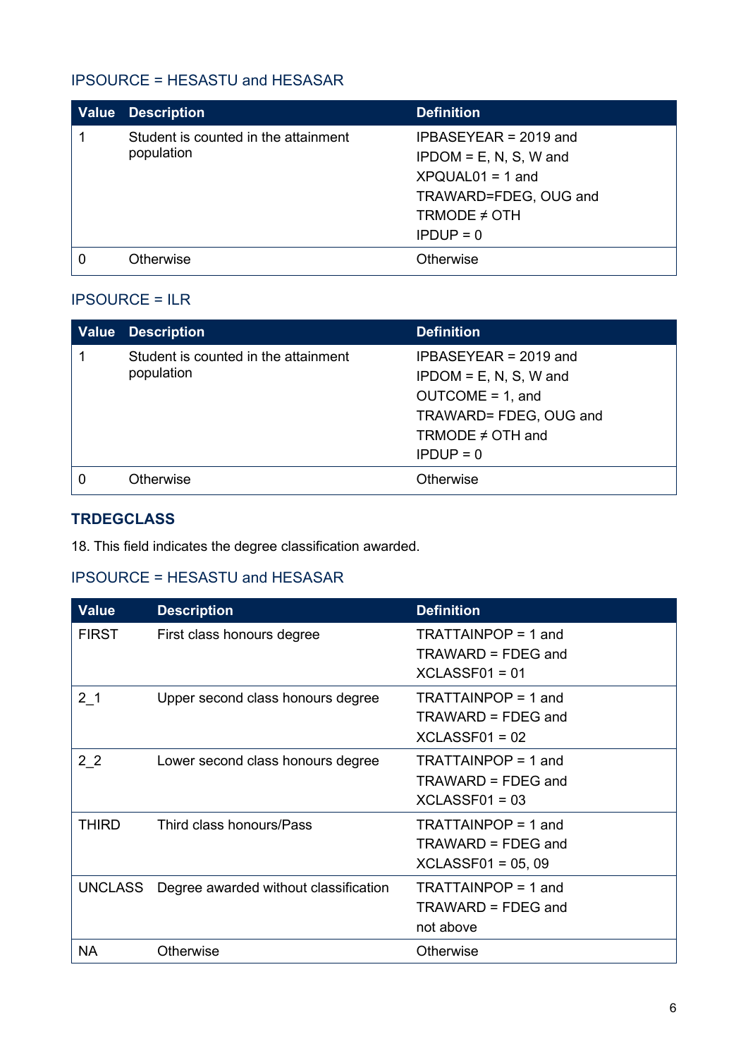### IPSOURCE = HESASTU and HESASAR

| Value | Description | Definition |
|---|---|---|
| 1 | Student is counted in the attainment population | IPBASEYEAR = 2019 and<br>IPDOM = E, N, S, W and<br>XPQUAL01 = 1 and<br>TRAWARD=FDEG, OUG and<br>TRMODE ≠ OTH<br>IPDUP = 0 |
| 0 | Otherwise | Otherwise |

### IPSOURCE = ILR

| Value | Description | Definition |
|---|---|---|
| 1 | Student is counted in the attainment population | IPBASEYEAR = 2019 and<br>IPDOM = E, N, S, W and<br>OUTCOME = 1, and<br>TRAWARD= FDEG, OUG and<br>TRMODE ≠ OTH and<br>IPDUP = 0 |
| 0 | Otherwise | Otherwise |

## TRDEGCLASS

18. This field indicates the degree classification awarded.

### IPSOURCE = HESASTU and HESASAR

| Value | Description | Definition |
|---|---|---|
| FIRST | First class honours degree | TRATTAINPOP = 1 and<br>TRAWARD = FDEG and<br>XCLASSF01 = 01 |
| 2_1 | Upper second class honours degree | TRATTAINPOP = 1 and<br>TRAWARD = FDEG and<br>XCLASSF01 = 02 |
| 2_2 | Lower second class honours degree | TRATTAINPOP = 1 and<br>TRAWARD = FDEG and<br>XCLASSF01 = 03 |
| THIRD | Third class honours/Pass | TRATTAINPOP = 1 and<br>TRAWARD = FDEG and<br>XCLASSF01 = 05, 09 |
| UNCLASS | Degree awarded without classification | TRATTAINPOP = 1 and<br>TRAWARD = FDEG and<br>not above |
| NA | Otherwise | Otherwise |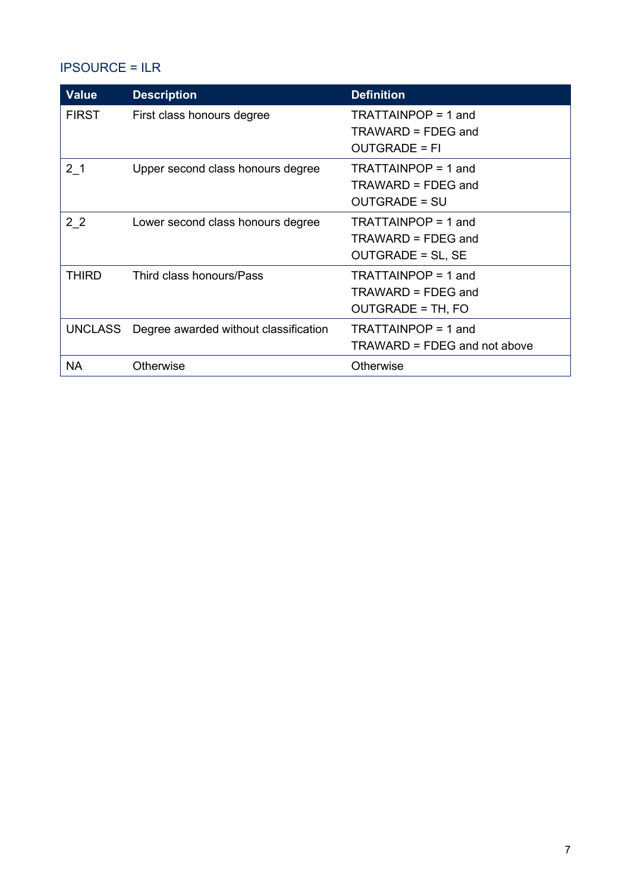IPSOURCE = ILR

| Value | Description | Definition |
| --- | --- | --- |
| FIRST | First class honours degree | TRATTAINPOP = 1 and TRAWARD = FDEG and OUTGRADE = FI |
| 2_1 | Upper second class honours degree | TRATTAINPOP = 1 and TRAWARD = FDEG and OUTGRADE = SU |
| 2_2 | Lower second class honours degree | TRATTAINPOP = 1 and TRAWARD = FDEG and OUTGRADE = SL, SE |
| THIRD | Third class honours/Pass | TRATTAINPOP = 1 and TRAWARD = FDEG and OUTGRADE = TH, FO |
| UNCLASS | Degree awarded without classification | TRATTAINPOP = 1 and TRAWARD = FDEG and not above |
| NA | Otherwise | Otherwise |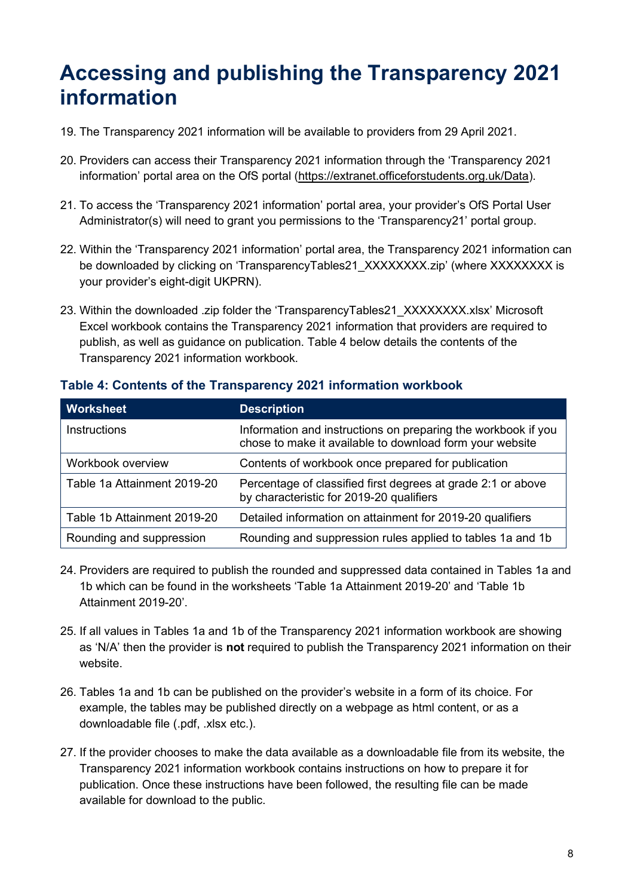# Accessing and publishing the Transparency 2021 information

19. The Transparency 2021 information will be available to providers from 29 April 2021.

20. Providers can access their Transparency 2021 information through the 'Transparency 2021 information' portal area on the OfS portal (https://extranet.officeforstudents.org.uk/Data).

21. To access the 'Transparency 2021 information' portal area, your provider's OfS Portal User Administrator(s) will need to grant you permissions to the 'Transparency21' portal group.

22. Within the 'Transparency 2021 information' portal area, the Transparency 2021 information can be downloaded by clicking on 'TransparencyTables21_XXXXXXXX.zip' (where XXXXXXXX is your provider's eight-digit UKPRN).

23. Within the downloaded .zip folder the 'TransparencyTables21_XXXXXXXX.xlsx' Microsoft Excel workbook contains the Transparency 2021 information that providers are required to publish, as well as guidance on publication. Table 4 below details the contents of the Transparency 2021 information workbook.

### Table 4: Contents of the Transparency 2021 information workbook

| Worksheet | Description |
|---|---|
| Instructions | Information and instructions on preparing the workbook if you chose to make it available to download form your website |
| Workbook overview | Contents of workbook once prepared for publication |
| Table 1a Attainment 2019-20 | Percentage of classified first degrees at grade 2:1 or above by characteristic for 2019-20 qualifiers |
| Table 1b Attainment 2019-20 | Detailed information on attainment for 2019-20 qualifiers |
| Rounding and suppression | Rounding and suppression rules applied to tables 1a and 1b |

24. Providers are required to publish the rounded and suppressed data contained in Tables 1a and 1b which can be found in the worksheets 'Table 1a Attainment 2019-20' and 'Table 1b Attainment 2019-20'.

25. If all values in Tables 1a and 1b of the Transparency 2021 information workbook are showing as 'N/A' then the provider is **not** required to publish the Transparency 2021 information on their website.

26. Tables 1a and 1b can be published on the provider's website in a form of its choice. For example, the tables may be published directly on a webpage as html content, or as a downloadable file (.pdf, .xlsx etc.).

27. If the provider chooses to make the data available as a downloadable file from its website, the Transparency 2021 information workbook contains instructions on how to prepare it for publication. Once these instructions have been followed, the resulting file can be made available for download to the public.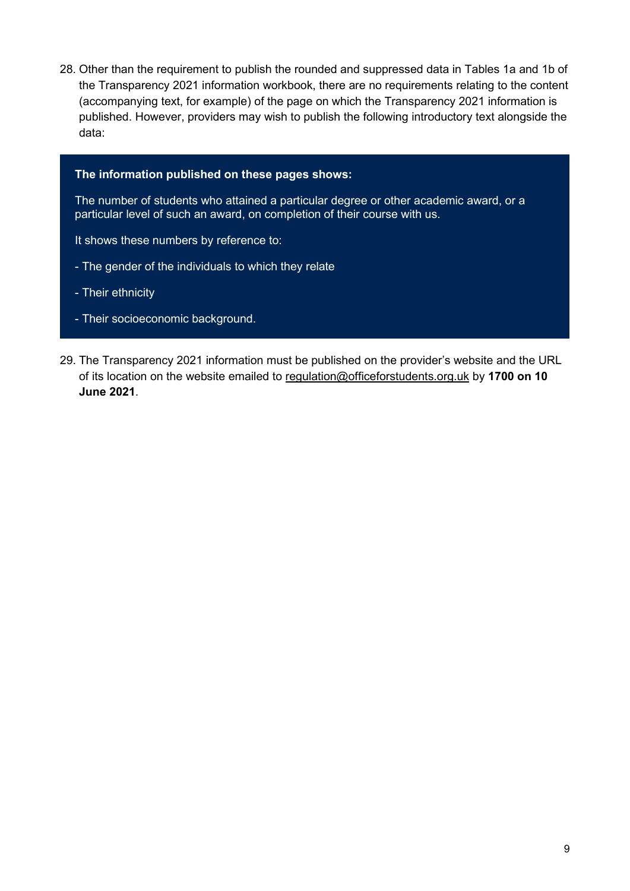28. Other than the requirement to publish the rounded and suppressed data in Tables 1a and 1b of the Transparency 2021 information workbook, there are no requirements relating to the content (accompanying text, for example) of the page on which the Transparency 2021 information is published. However, providers may wish to publish the following introductory text alongside the data:

> **The information published on these pages shows:**
>
> The number of students who attained a particular degree or other academic award, or a particular level of such an award, on completion of their course with us.
>
> It shows these numbers by reference to:
>
> - The gender of the individuals to which they relate
>
> - Their ethnicity
>
> - Their socioeconomic background.

29. The Transparency 2021 information must be published on the provider's website and the URL of its location on the website emailed to regulation@officeforstudents.org.uk by **1700 on 10 June 2021**.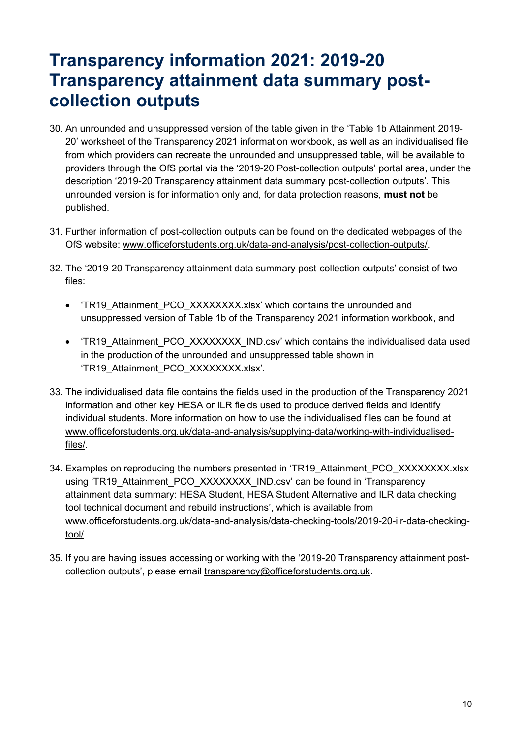# Transparency information 2021: 2019-20 Transparency attainment data summary post-collection outputs

30. An unrounded and unsuppressed version of the table given in the 'Table 1b Attainment 2019-20' worksheet of the Transparency 2021 information workbook, as well as an individualised file from which providers can recreate the unrounded and unsuppressed table, will be available to providers through the OfS portal via the '2019-20 Post-collection outputs' portal area, under the description '2019-20 Transparency attainment data summary post-collection outputs'. This unrounded version is for information only and, for data protection reasons, **must not** be published.

31. Further information of post-collection outputs can be found on the dedicated webpages of the OfS website: [www.officeforstudents.org.uk/data-and-analysis/post-collection-outputs/](www.officeforstudents.org.uk/data-and-analysis/post-collection-outputs/).

32. The '2019-20 Transparency attainment data summary post-collection outputs' consist of two files:

    - 'TR19_Attainment_PCO_XXXXXXXX.xlsx' which contains the unrounded and unsuppressed version of Table 1b of the Transparency 2021 information workbook, and
    - 'TR19_Attainment_PCO_XXXXXXXX_IND.csv' which contains the individualised data used in the production of the unrounded and unsuppressed table shown in 'TR19_Attainment_PCO_XXXXXXXX.xlsx'.

33. The individualised data file contains the fields used in the production of the Transparency 2021 information and other key HESA or ILR fields used to produce derived fields and identify individual students. More information on how to use the individualised files can be found at [www.officeforstudents.org.uk/data-and-analysis/supplying-data/working-with-individualised-files/](www.officeforstudents.org.uk/data-and-analysis/supplying-data/working-with-individualised-files/).

34. Examples on reproducing the numbers presented in 'TR19_Attainment_PCO_XXXXXXXX.xlsx using 'TR19_Attainment_PCO_XXXXXXXX_IND.csv' can be found in 'Transparency attainment data summary: HESA Student, HESA Student Alternative and ILR data checking tool technical document and rebuild instructions', which is available from [www.officeforstudents.org.uk/data-and-analysis/data-checking-tools/2019-20-ilr-data-checking-tool/](www.officeforstudents.org.uk/data-and-analysis/data-checking-tools/2019-20-ilr-data-checking-tool/).

35. If you are having issues accessing or working with the '2019-20 Transparency attainment post-collection outputs', please email [transparency@officeforstudents.org.uk](mailto:transparency@officeforstudents.org.uk).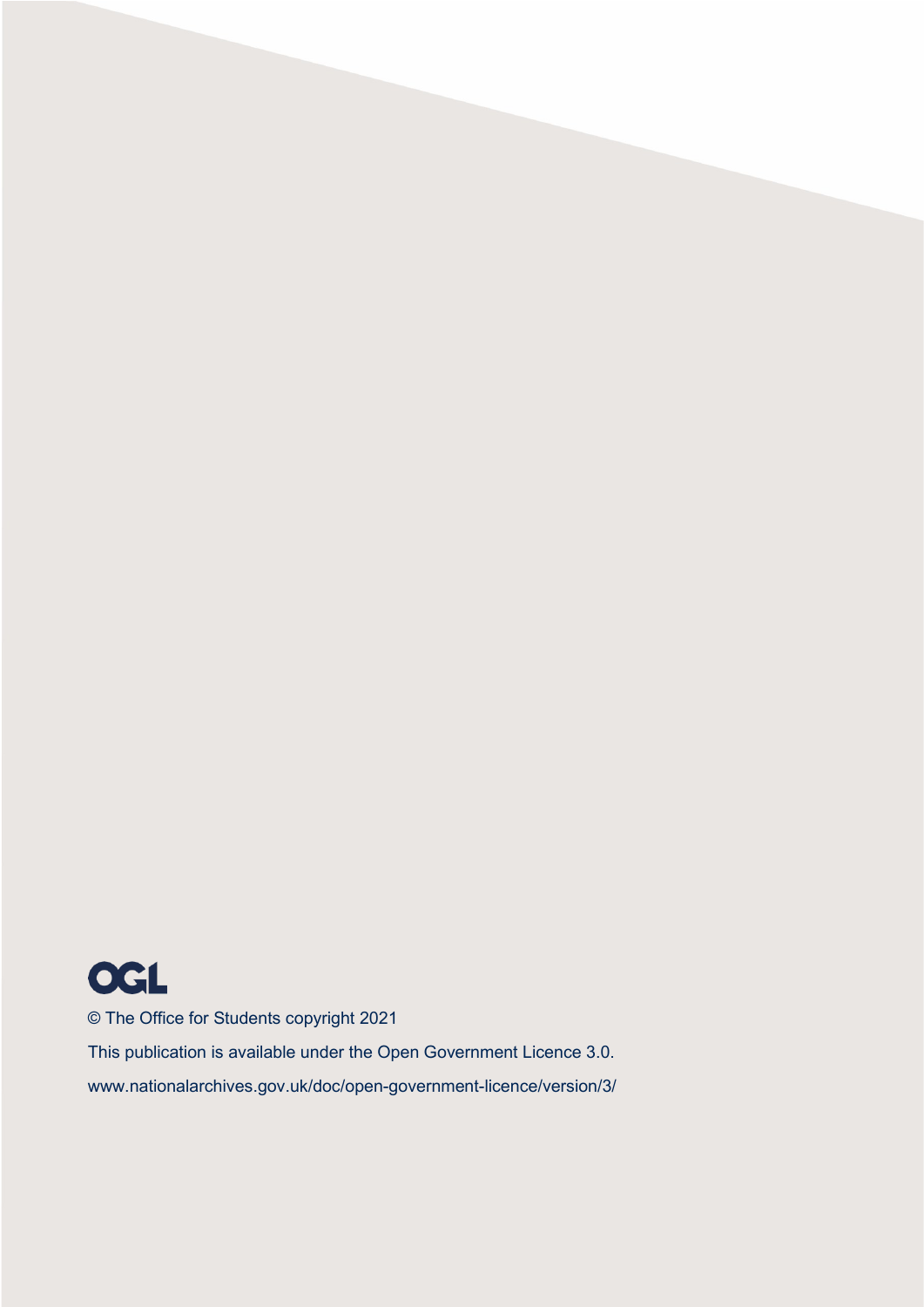OGL

© The Office for Students copyright 2021

This publication is available under the Open Government Licence 3.0.

www.nationalarchives.gov.uk/doc/open-government-licence/version/3/